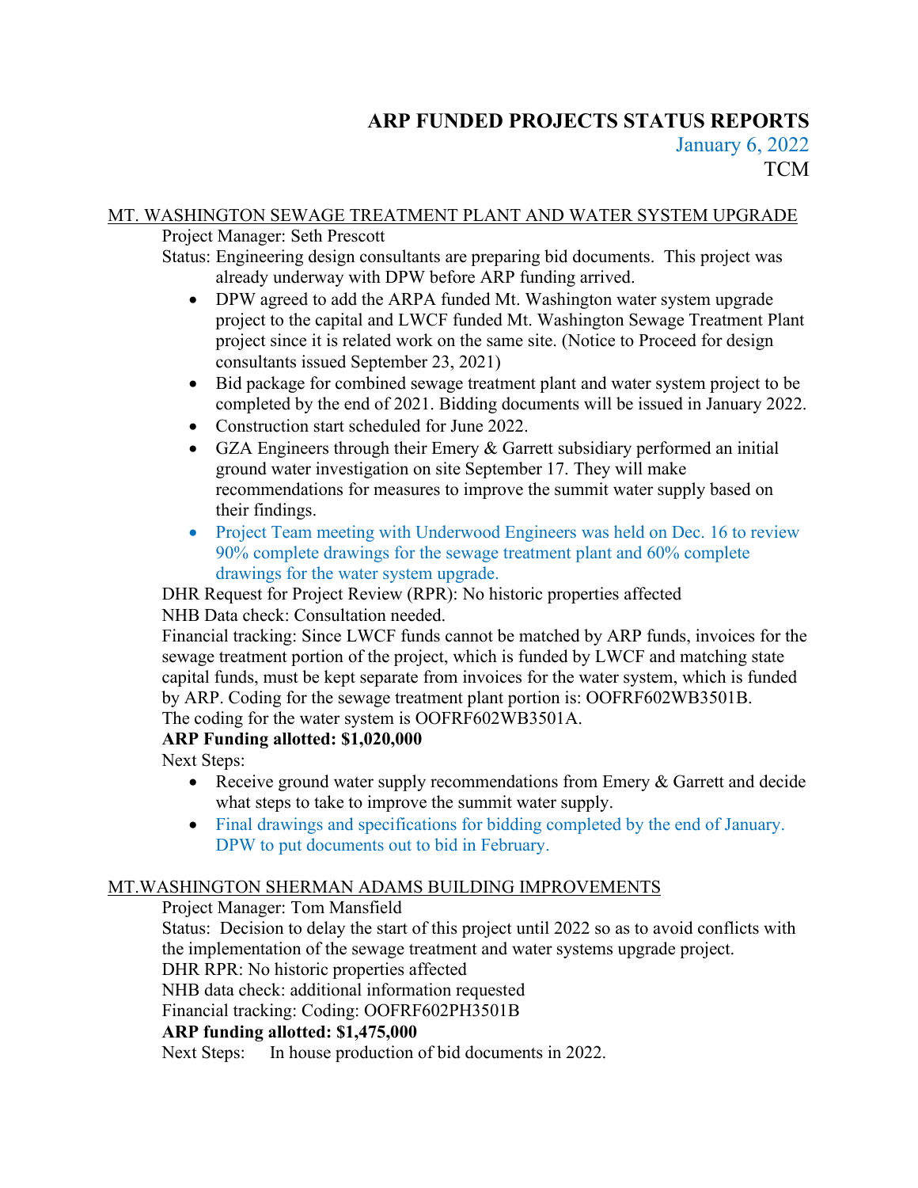# ARP FUNDED PROJECTS STATUS REPORTS

January 6, 2022

TCM

## MT. WASHINGTON SEWAGE TREATMENT PLANT AND WATER SYSTEM UPGRADE

Project Manager: Seth Prescott

Status: Engineering design consultants are preparing bid documents. This project was already underway with DPW before ARP funding arrived.

- DPW agreed to add the ARPA funded Mt. Washington water system upgrade project to the capital and LWCF funded Mt. Washington Sewage Treatment Plant project since it is related work on the same site. (Notice to Proceed for design consultants issued September 23, 2021)
- Bid package for combined sewage treatment plant and water system project to be completed by the end of 2021. Bidding documents will be issued in January 2022.
- Construction start scheduled for June 2022.
- GZA Engineers through their Emery & Garrett subsidiary performed an initial ground water investigation on site September 17. They will make recommendations for measures to improve the summit water supply based on their findings.
- Project Team meeting with Underwood Engineers was held on Dec. 16 to review 90% complete drawings for the sewage treatment plant and 60% complete drawings for the water system upgrade.

DHR Request for Project Review (RPR): No historic properties affected

NHB Data check: Consultation needed.

Financial tracking: Since LWCF funds cannot be matched by ARP funds, invoices for the sewage treatment portion of the project, which is funded by LWCF and matching state capital funds, must be kept separate from invoices for the water system, which is funded by ARP. Coding for the sewage treatment plant portion is: OOFRF602WB3501B.
The coding for the water system is OOFRF602WB3501A.

**ARP Funding allotted: $1,020,000**

Next Steps:

- Receive ground water supply recommendations from Emery & Garrett and decide what steps to take to improve the summit water supply.
- Final drawings and specifications for bidding completed by the end of January. DPW to put documents out to bid in February.

## MT.WASHINGTON SHERMAN ADAMS BUILDING IMPROVEMENTS

Project Manager: Tom Mansfield

Status: Decision to delay the start of this project until 2022 so as to avoid conflicts with the implementation of the sewage treatment and water systems upgrade project.

DHR RPR: No historic properties affected

NHB data check: additional information requested

Financial tracking: Coding: OOFRF602PH3501B

**ARP funding allotted: $1,475,000**

Next Steps: In house production of bid documents in 2022.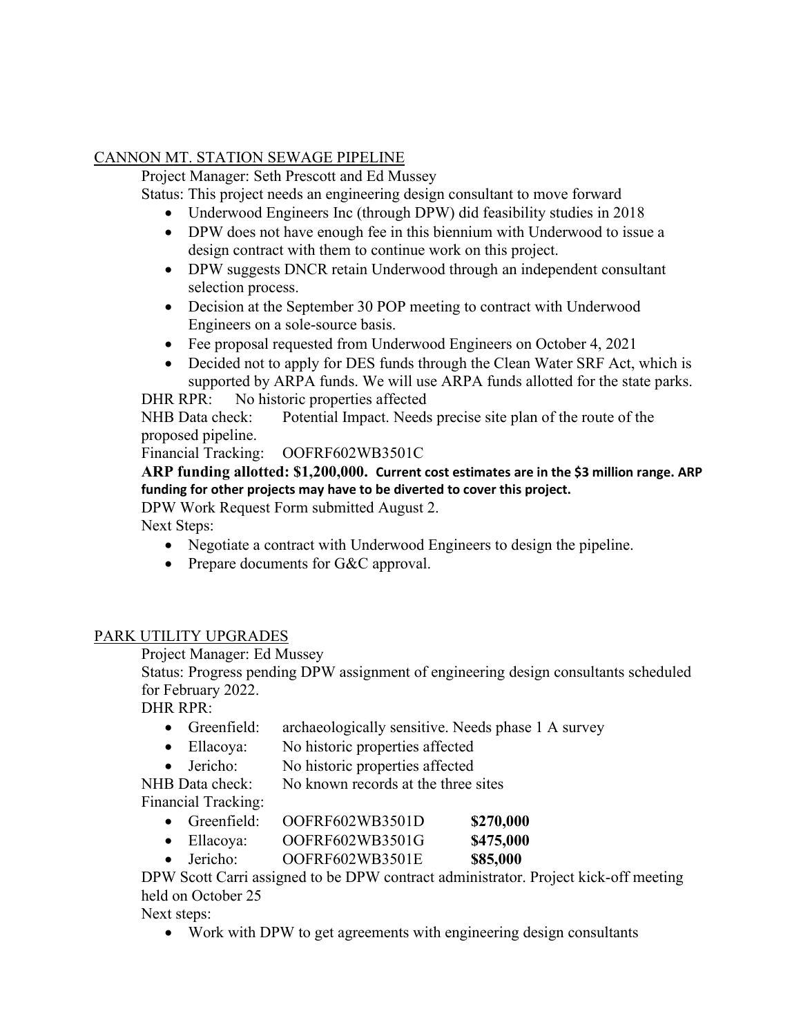## CANNON MT. STATION SEWAGE PIPELINE

Project Manager: Seth Prescott and Ed Mussey

Status: This project needs an engineering design consultant to move forward

- Underwood Engineers Inc (through DPW) did feasibility studies in 2018
- DPW does not have enough fee in this biennium with Underwood to issue a design contract with them to continue work on this project.
- DPW suggests DNCR retain Underwood through an independent consultant selection process.
- Decision at the September 30 POP meeting to contract with Underwood Engineers on a sole-source basis.
- Fee proposal requested from Underwood Engineers on October 4, 2021
- Decided not to apply for DES funds through the Clean Water SRF Act, which is supported by ARPA funds. We will use ARPA funds allotted for the state parks.

DHR RPR: No historic properties affected

NHB Data check: Potential Impact. Needs precise site plan of the route of the proposed pipeline.

Financial Tracking: OOFRF602WB3501C

**ARP funding allotted: $1,200,000. Current cost estimates are in the $3 million range. ARP funding for other projects may have to be diverted to cover this project.**

DPW Work Request Form submitted August 2.

Next Steps:

- Negotiate a contract with Underwood Engineers to design the pipeline.
- Prepare documents for G&C approval.

## PARK UTILITY UPGRADES

Project Manager: Ed Mussey

Status: Progress pending DPW assignment of engineering design consultants scheduled for February 2022.

DHR RPR:

- Greenfield: archaeologically sensitive. Needs phase 1 A survey
- Ellacoya: No historic properties affected
- Jericho: No historic properties affected

NHB Data check: No known records at the three sites

Financial Tracking:

- Greenfield: OOFRF602WB3501D **$270,000**
- Ellacoya: OOFRF602WB3501G **$475,000**
- Jericho: OOFRF602WB3501E **$85,000**

DPW Scott Carri assigned to be DPW contract administrator. Project kick-off meeting held on October 25

Next steps:

- Work with DPW to get agreements with engineering design consultants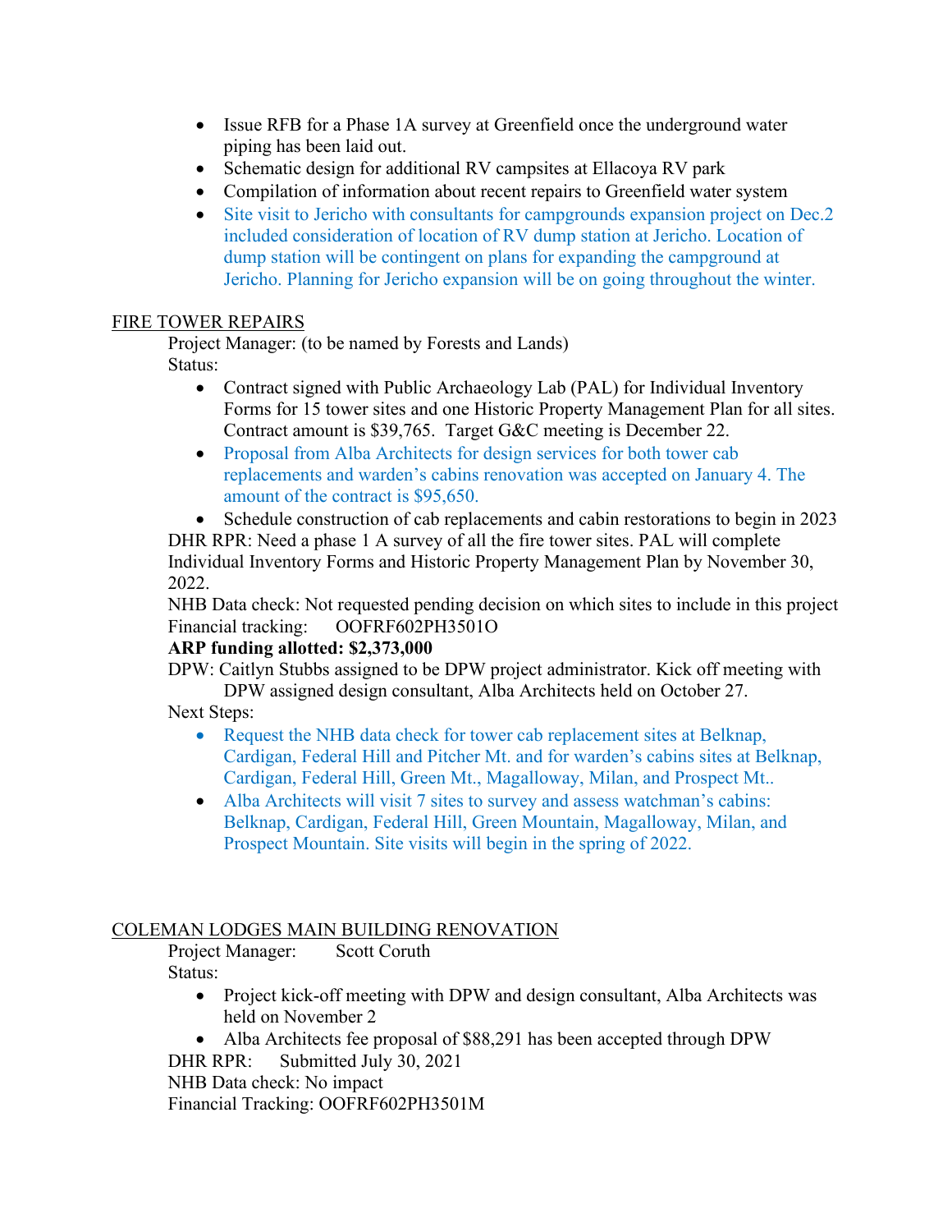- Issue RFB for a Phase 1A survey at Greenfield once the underground water piping has been laid out.
- Schematic design for additional RV campsites at Ellacoya RV park
- Compilation of information about recent repairs to Greenfield water system
- Site visit to Jericho with consultants for campgrounds expansion project on Dec.2 included consideration of location of RV dump station at Jericho. Location of dump station will be contingent on plans for expanding the campground at Jericho. Planning for Jericho expansion will be on going throughout the winter.

## FIRE TOWER REPAIRS

Project Manager: (to be named by Forests and Lands)

Status:

- Contract signed with Public Archaeology Lab (PAL) for Individual Inventory Forms for 15 tower sites and one Historic Property Management Plan for all sites. Contract amount is $39,765. Target G&C meeting is December 22.
- Proposal from Alba Architects for design services for both tower cab replacements and warden's cabins renovation was accepted on January 4. The amount of the contract is $95,650.
- Schedule construction of cab replacements and cabin restorations to begin in 2023

DHR RPR: Need a phase 1 A survey of all the fire tower sites. PAL will complete Individual Inventory Forms and Historic Property Management Plan by November 30, 2022.

NHB Data check: Not requested pending decision on which sites to include in this project

Financial tracking: OOFRF602PH3501O

**ARP funding allotted: $2,373,000**

DPW: Caitlyn Stubbs assigned to be DPW project administrator. Kick off meeting with DPW assigned design consultant, Alba Architects held on October 27.

Next Steps:

- Request the NHB data check for tower cab replacement sites at Belknap, Cardigan, Federal Hill and Pitcher Mt. and for warden's cabins sites at Belknap, Cardigan, Federal Hill, Green Mt., Magalloway, Milan, and Prospect Mt..
- Alba Architects will visit 7 sites to survey and assess watchman's cabins: Belknap, Cardigan, Federal Hill, Green Mountain, Magalloway, Milan, and Prospect Mountain. Site visits will begin in the spring of 2022.

## COLEMAN LODGES MAIN BUILDING RENOVATION

Project Manager: Scott Coruth

Status:

- Project kick-off meeting with DPW and design consultant, Alba Architects was held on November 2
- Alba Architects fee proposal of $88,291 has been accepted through DPW

DHR RPR: Submitted July 30, 2021

NHB Data check: No impact

Financial Tracking: OOFRF602PH3501M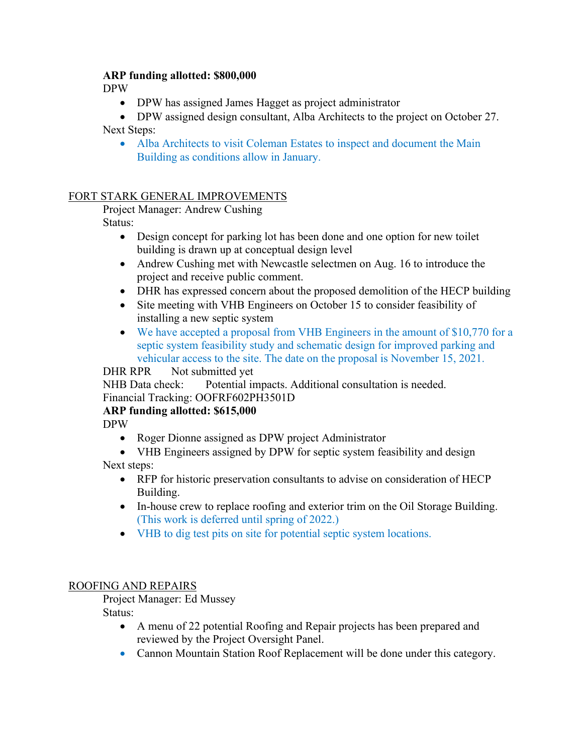**ARP funding allotted: $800,000**

DPW

- DPW has assigned James Hagget as project administrator
- DPW assigned design consultant, Alba Architects to the project on October 27.

Next Steps:

- Alba Architects to visit Coleman Estates to inspect and document the Main Building as conditions allow in January.

## FORT STARK GENERAL IMPROVEMENTS

Project Manager: Andrew Cushing

Status:

- Design concept for parking lot has been done and one option for new toilet building is drawn up at conceptual design level
- Andrew Cushing met with Newcastle selectmen on Aug. 16 to introduce the project and receive public comment.
- DHR has expressed concern about the proposed demolition of the HECP building
- Site meeting with VHB Engineers on October 15 to consider feasibility of installing a new septic system
- We have accepted a proposal from VHB Engineers in the amount of $10,770 for a septic system feasibility study and schematic design for improved parking and vehicular access to the site. The date on the proposal is November 15, 2021.

DHR RPR  Not submitted yet

NHB Data check:  Potential impacts. Additional consultation is needed.

Financial Tracking: OOFRF602PH3501D

**ARP funding allotted: $615,000**

DPW

- Roger Dionne assigned as DPW project Administrator
- VHB Engineers assigned by DPW for septic system feasibility and design

Next steps:

- RFP for historic preservation consultants to advise on consideration of HECP Building.
- In-house crew to replace roofing and exterior trim on the Oil Storage Building. (This work is deferred until spring of 2022.)
- VHB to dig test pits on site for potential septic system locations.

## ROOFING AND REPAIRS

Project Manager: Ed Mussey

Status:

- A menu of 22 potential Roofing and Repair projects has been prepared and reviewed by the Project Oversight Panel.
- Cannon Mountain Station Roof Replacement will be done under this category.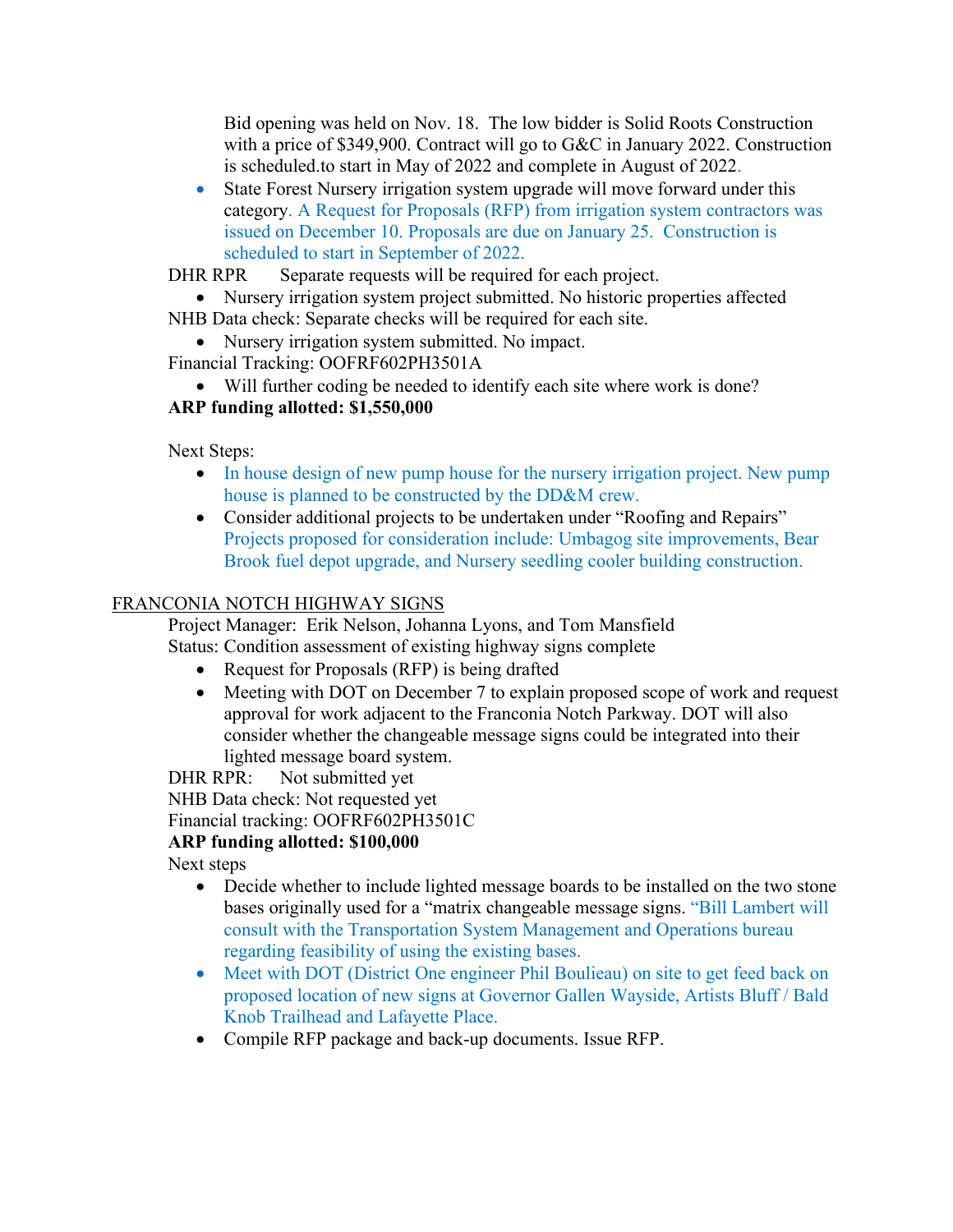Bid opening was held on Nov. 18. The low bidder is Solid Roots Construction with a price of $349,900. Contract will go to G&C in January 2022. Construction is scheduled.to start in May of 2022 and complete in August of 2022.

- State Forest Nursery irrigation system upgrade will move forward under this category. A Request for Proposals (RFP) from irrigation system contractors was issued on December 10. Proposals are due on January 25. Construction is scheduled to start in September of 2022.

DHR RPR Separate requests will be required for each project.

- Nursery irrigation system project submitted. No historic properties affected

NHB Data check: Separate checks will be required for each site.

- Nursery irrigation system submitted. No impact.

Financial Tracking: OOFRF602PH3501A

- Will further coding be needed to identify each site where work is done?

**ARP funding allotted: $1,550,000**

Next Steps:

- In house design of new pump house for the nursery irrigation project. New pump house is planned to be constructed by the DD&M crew.
- Consider additional projects to be undertaken under "Roofing and Repairs" Projects proposed for consideration include: Umbagog site improvements, Bear Brook fuel depot upgrade, and Nursery seedling cooler building construction.

FRANCONIA NOTCH HIGHWAY SIGNS

Project Manager: Erik Nelson, Johanna Lyons, and Tom Mansfield

Status: Condition assessment of existing highway signs complete

- Request for Proposals (RFP) is being drafted
- Meeting with DOT on December 7 to explain proposed scope of work and request approval for work adjacent to the Franconia Notch Parkway. DOT will also consider whether the changeable message signs could be integrated into their lighted message board system.

DHR RPR: Not submitted yet

NHB Data check: Not requested yet

Financial tracking: OOFRF602PH3501C

**ARP funding allotted: $100,000**

Next steps

- Decide whether to include lighted message boards to be installed on the two stone bases originally used for a "matrix changeable message signs. "Bill Lambert will consult with the Transportation System Management and Operations bureau regarding feasibility of using the existing bases.
- Meet with DOT (District One engineer Phil Boulieau) on site to get feed back on proposed location of new signs at Governor Gallen Wayside, Artists Bluff / Bald Knob Trailhead and Lafayette Place.
- Compile RFP package and back-up documents. Issue RFP.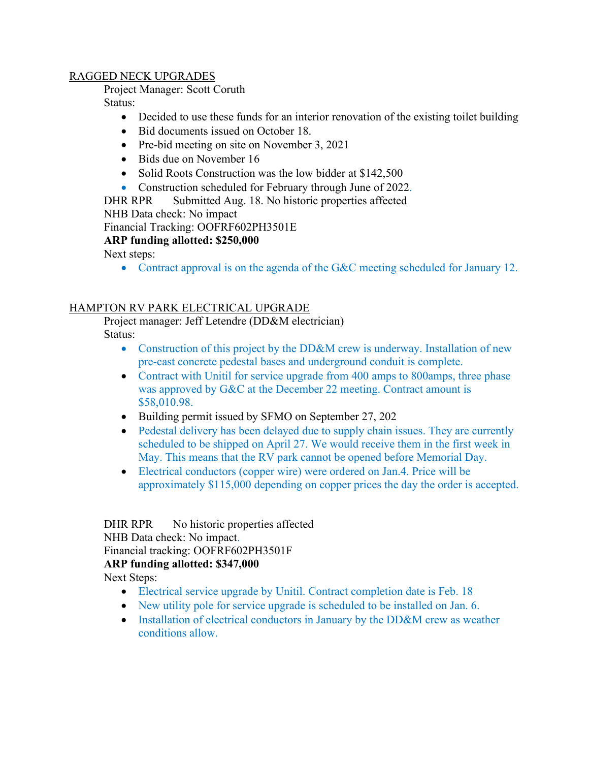<u>RAGGED NECK UPGRADES</u>

Project Manager: Scott Coruth

Status:

- Decided to use these funds for an interior renovation of the existing toilet building
- Bid documents issued on October 18.
- Pre-bid meeting on site on November 3, 2021
- Bids due on November 16
- Solid Roots Construction was the low bidder at $142,500
- Construction scheduled for February through June of 2022.

DHR RPR  Submitted Aug. 18. No historic properties affected

NHB Data check: No impact

Financial Tracking: OOFRF602PH3501E

**ARP funding allotted: $250,000**

Next steps:

- Contract approval is on the agenda of the G&C meeting scheduled for January 12.

<u>HAMPTON RV PARK ELECTRICAL UPGRADE</u>

Project manager: Jeff Letendre (DD&M electrician)

Status:

- Construction of this project by the DD&M crew is underway. Installation of new pre-cast concrete pedestal bases and underground conduit is complete.
- Contract with Unitil for service upgrade from 400 amps to 800amps, three phase was approved by G&C at the December 22 meeting. Contract amount is $58,010.98.
- Building permit issued by SFMO on September 27, 202
- Pedestal delivery has been delayed due to supply chain issues. They are currently scheduled to be shipped on April 27. We would receive them in the first week in May. This means that the RV park cannot be opened before Memorial Day.
- Electrical conductors (copper wire) were ordered on Jan.4. Price will be approximately $115,000 depending on copper prices the day the order is accepted.

DHR RPR  No historic properties affected

NHB Data check: No impact.

Financial tracking: OOFRF602PH3501F

**ARP funding allotted: $347,000**

Next Steps:

- Electrical service upgrade by Unitil. Contract completion date is Feb. 18
- New utility pole for service upgrade is scheduled to be installed on Jan. 6.
- Installation of electrical conductors in January by the DD&M crew as weather conditions allow.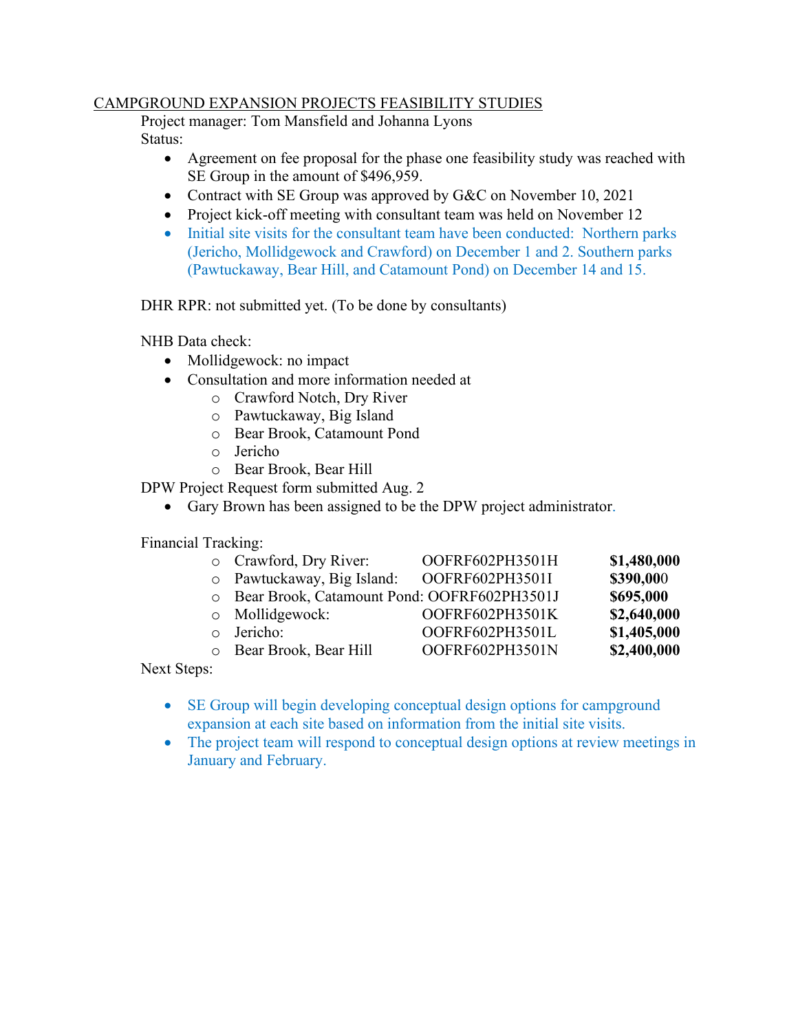<u>CAMPGROUND EXPANSION PROJECTS FEASIBILITY STUDIES</u>

Project manager: Tom Mansfield and Johanna Lyons

Status:

- Agreement on fee proposal for the phase one feasibility study was reached with SE Group in the amount of $496,959.
- Contract with SE Group was approved by G&C on November 10, 2021
- Project kick-off meeting with consultant team was held on November 12
- Initial site visits for the consultant team have been conducted: Northern parks (Jericho, Mollidgewock and Crawford) on December 1 and 2. Southern parks (Pawtuckaway, Bear Hill, and Catamount Pond) on December 14 and 15.

DHR RPR: not submitted yet. (To be done by consultants)

NHB Data check:

- Mollidgewock: no impact
- Consultation and more information needed at
  - Crawford Notch, Dry River
  - Pawtuckaway, Big Island
  - Bear Brook, Catamount Pond
  - Jericho
  - Bear Brook, Bear Hill

DPW Project Request form submitted Aug. 2

- Gary Brown has been assigned to be the DPW project administrator.

Financial Tracking:

| | | |
|---|---|---|
| Crawford, Dry River: | OOFRF602PH3501H | **$1,480,000** |
| Pawtuckaway, Big Island: | OOFRF602PH3501I | **$390,000** |
| Bear Brook, Catamount Pond: | OOFRF602PH3501J | **$695,000** |
| Mollidgewock: | OOFRF602PH3501K | **$2,640,000** |
| Jericho: | OOFRF602PH3501L | **$1,405,000** |
| Bear Brook, Bear Hill | OOFRF602PH3501N | **$2,400,000** |

Next Steps:

- SE Group will begin developing conceptual design options for campground expansion at each site based on information from the initial site visits.
- The project team will respond to conceptual design options at review meetings in January and February.